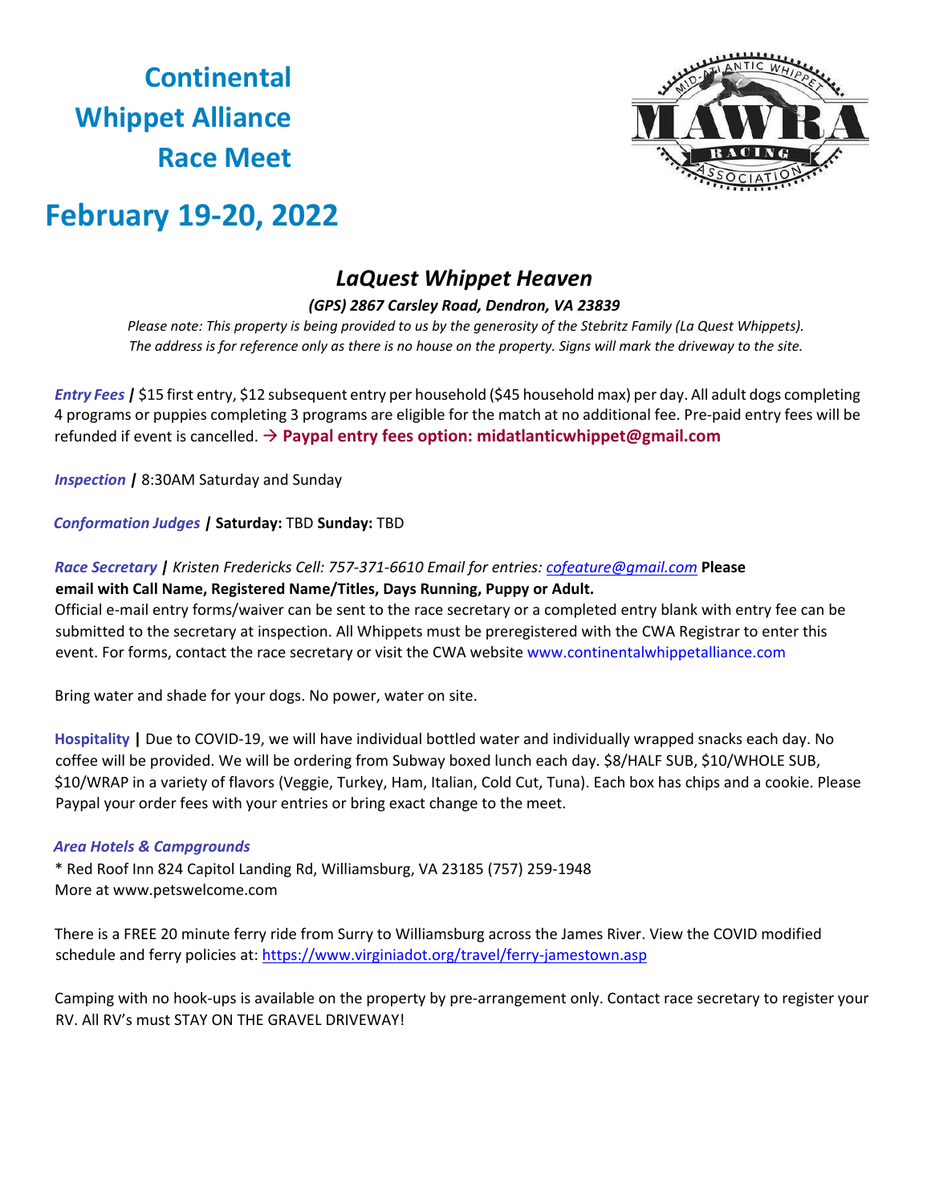# Continental Whippet Alliance Race Meet

# February 19-20, 2022

## *LaQuest Whippet Heaven*

***(GPS) 2867 Carsley Road, Dendron, VA 23839***

*Please note: This property is being provided to us by the generosity of the Stebritz Family (La Quest Whippets). The address is for reference only as there is no house on the property. Signs will mark the driveway to the site.*

***Entry Fees*** **|** $15 first entry, $12 subsequent entry per household ($45 household max) per day. All adult dogs completing 4 programs or puppies completing 3 programs are eligible for the match at no additional fee. Pre-paid entry fees will be refunded if event is cancelled. → **Paypal entry fees option: midatlanticwhippet@gmail.com**

***Inspection*** **|** 8:30AM Saturday and Sunday

***Conformation Judges*** **|** **Saturday:** TBD **Sunday:** TBD

***Race Secretary*** **|** *Kristen Fredericks Cell: 757-371-6610 Email for entries: cofeature@gmail.com* **Please email with Call Name, Registered Name/Titles, Days Running, Puppy or Adult.**
Official e-mail entry forms/waiver can be sent to the race secretary or a completed entry blank with entry fee can be submitted to the secretary at inspection. All Whippets must be preregistered with the CWA Registrar to enter this event. For forms, contact the race secretary or visit the CWA website www.continentalwhippetalliance.com

Bring water and shade for your dogs. No power, water on site.

**Hospitality |** Due to COVID-19, we will have individual bottled water and individually wrapped snacks each day. No coffee will be provided. We will be ordering from Subway boxed lunch each day. $8/HALF SUB, $10/WHOLE SUB, $10/WRAP in a variety of flavors (Veggie, Turkey, Ham, Italian, Cold Cut, Tuna). Each box has chips and a cookie. Please Paypal your order fees with your entries or bring exact change to the meet.

***Area Hotels & Campgrounds***

* Red Roof Inn 824 Capitol Landing Rd, Williamsburg, VA 23185 (757) 259-1948

More at www.petswelcome.com

There is a FREE 20 minute ferry ride from Surry to Williamsburg across the James River. View the COVID modified schedule and ferry policies at: https://www.virginiadot.org/travel/ferry-jamestown.asp

Camping with no hook-ups is available on the property by pre-arrangement only. Contact race secretary to register your RV. All RV's must STAY ON THE GRAVEL DRIVEWAY!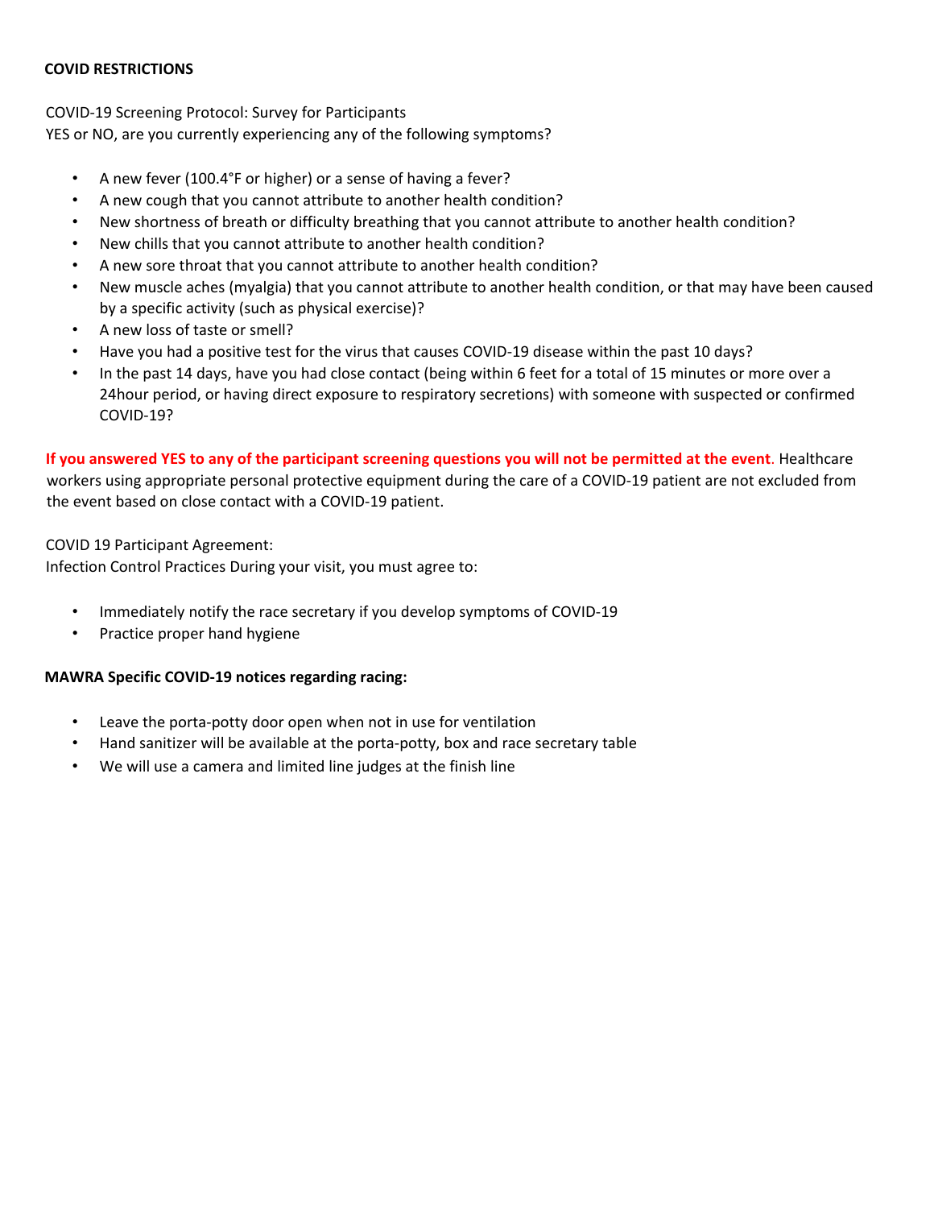**COVID RESTRICTIONS**

COVID-19 Screening Protocol: Survey for Participants
YES or NO, are you currently experiencing any of the following symptoms?

- A new fever (100.4°F or higher) or a sense of having a fever?
- A new cough that you cannot attribute to another health condition?
- New shortness of breath or difficulty breathing that you cannot attribute to another health condition?
- New chills that you cannot attribute to another health condition?
- A new sore throat that you cannot attribute to another health condition?
- New muscle aches (myalgia) that you cannot attribute to another health condition, or that may have been caused by a specific activity (such as physical exercise)?
- A new loss of taste or smell?
- Have you had a positive test for the virus that causes COVID-19 disease within the past 10 days?
- In the past 14 days, have you had close contact (being within 6 feet for a total of 15 minutes or more over a 24hour period, or having direct exposure to respiratory secretions) with someone with suspected or confirmed COVID-19?

**If you answered YES to any of the participant screening questions you will not be permitted at the event**. Healthcare workers using appropriate personal protective equipment during the care of a COVID-19 patient are not excluded from the event based on close contact with a COVID-19 patient.

COVID 19 Participant Agreement:
Infection Control Practices During your visit, you must agree to:

- Immediately notify the race secretary if you develop symptoms of COVID-19
- Practice proper hand hygiene

**MAWRA Specific COVID-19 notices regarding racing:**

- Leave the porta-potty door open when not in use for ventilation
- Hand sanitizer will be available at the porta-potty, box and race secretary table
- We will use a camera and limited line judges at the finish line